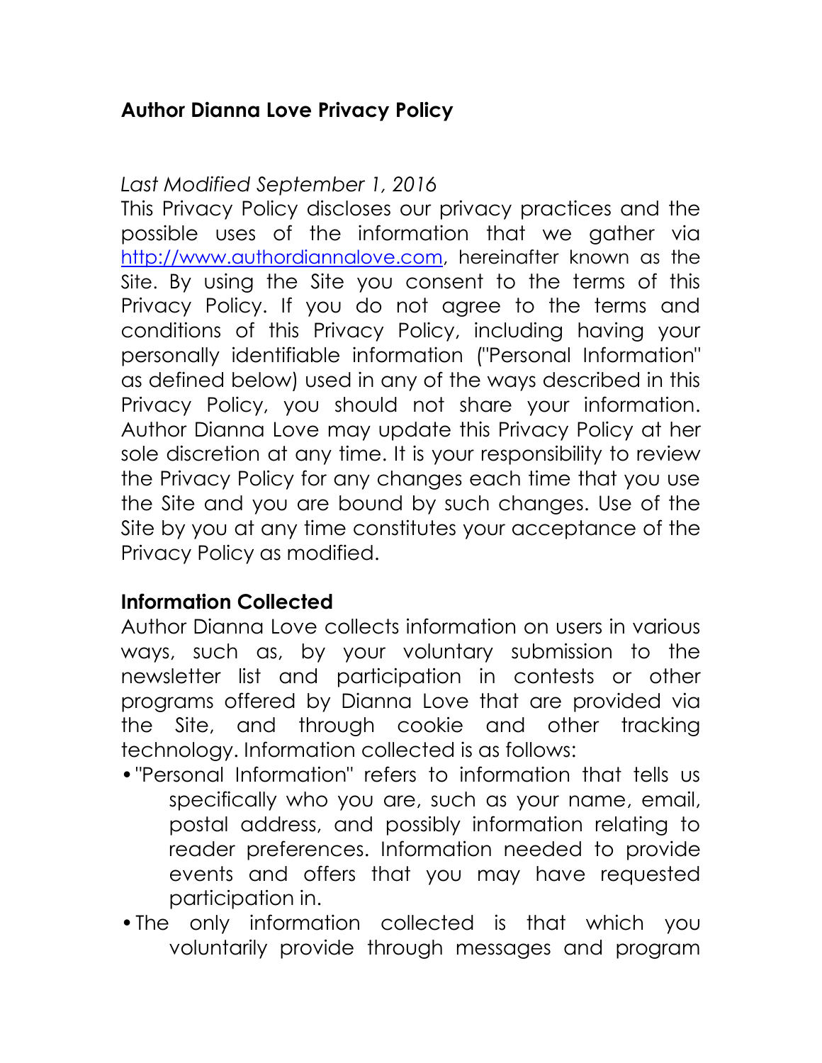# Author Dianna Love Privacy Policy

*Last Modified September 1, 2016*

This Privacy Policy discloses our privacy practices and the possible uses of the information that we gather via [http://www.authordiannalove.com](http://www.authordiannalove.com), hereinafter known as the Site. By using the Site you consent to the terms of this Privacy Policy. If you do not agree to the terms and conditions of this Privacy Policy, including having your personally identifiable information ("Personal Information" as defined below) used in any of the ways described in this Privacy Policy, you should not share your information. Author Dianna Love may update this Privacy Policy at her sole discretion at any time. It is your responsibility to review the Privacy Policy for any changes each time that you use the Site and you are bound by such changes. Use of the Site by you at any time constitutes your acceptance of the Privacy Policy as modified.

## Information Collected

Author Dianna Love collects information on users in various ways, such as, by your voluntary submission to the newsletter list and participation in contests or other programs offered by Dianna Love that are provided via the Site, and through cookie and other tracking technology. Information collected is as follows:

- "Personal Information" refers to information that tells us specifically who you are, such as your name, email, postal address, and possibly information relating to reader preferences. Information needed to provide events and offers that you may have requested participation in.
- The only information collected is that which you voluntarily provide through messages and program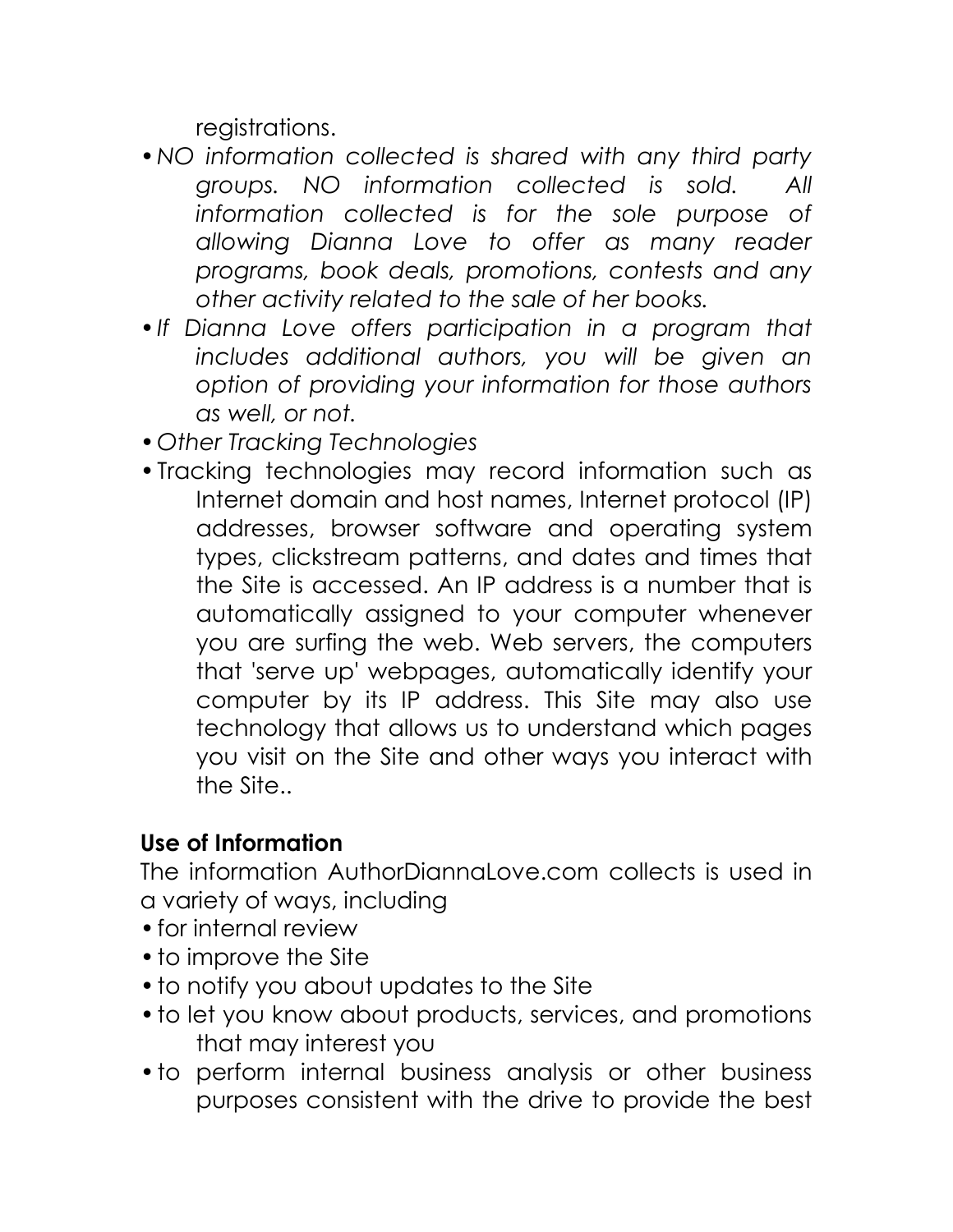registrations.

- *NO information collected is shared with any third party groups. NO information collected is sold. All information collected is for the sole purpose of allowing Dianna Love to offer as many reader programs, book deals, promotions, contests and any other activity related to the sale of her books.*
- *If Dianna Love offers participation in a program that includes additional authors, you will be given an option of providing your information for those authors as well, or not.*
- *Other Tracking Technologies*
- Tracking technologies may record information such as Internet domain and host names, Internet protocol (IP) addresses, browser software and operating system types, clickstream patterns, and dates and times that the Site is accessed. An IP address is a number that is automatically assigned to your computer whenever you are surfing the web. Web servers, the computers that 'serve up' webpages, automatically identify your computer by its IP address. This Site may also use technology that allows us to understand which pages you visit on the Site and other ways you interact with the Site..

**Use of Information**

The information AuthorDiannaLove.com collects is used in a variety of ways, including

- for internal review
- to improve the Site
- to notify you about updates to the Site
- to let you know about products, services, and promotions that may interest you
- to perform internal business analysis or other business purposes consistent with the drive to provide the best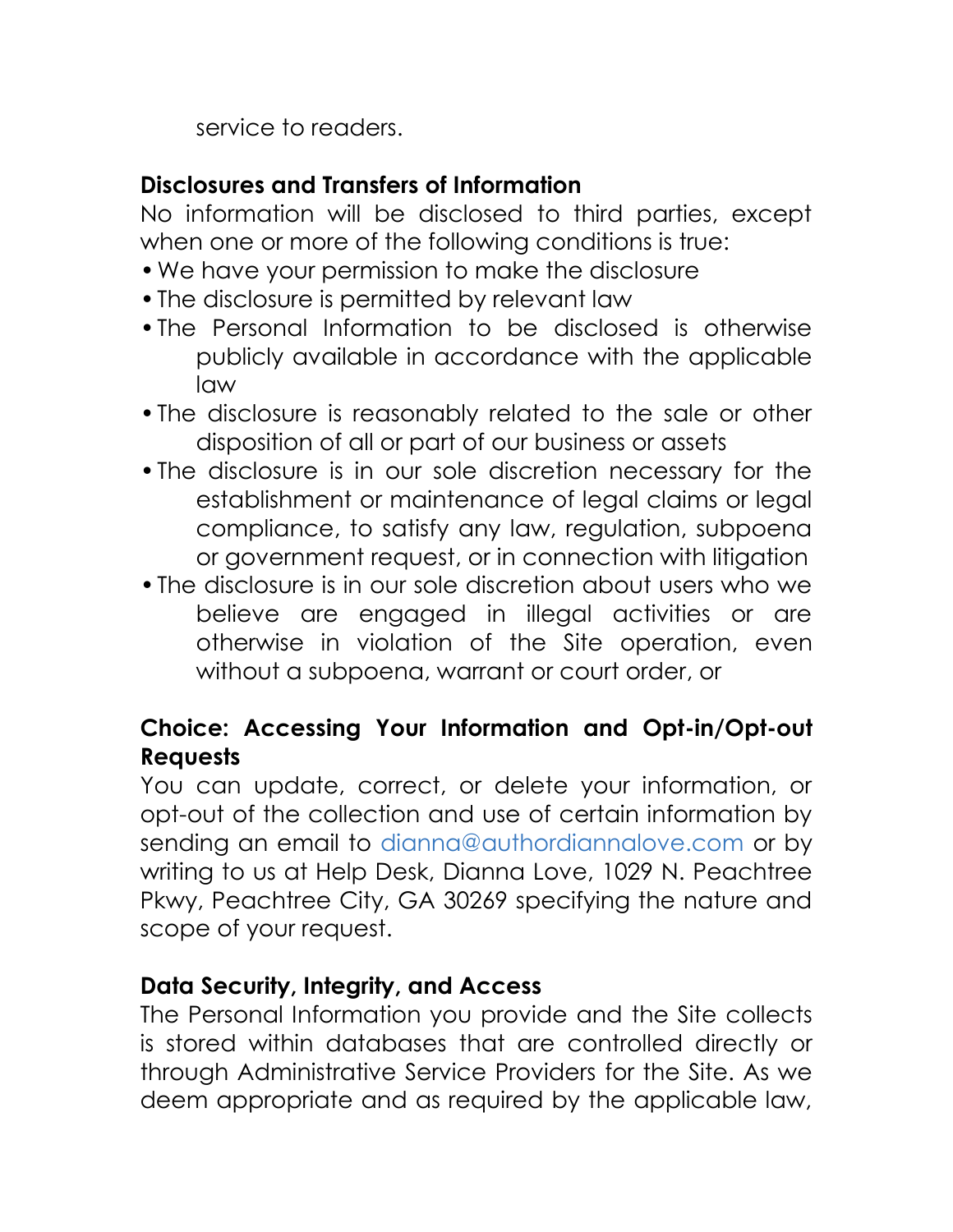service to readers.

**Disclosures and Transfers of Information**

No information will be disclosed to third parties, except when one or more of the following conditions is true:

- We have your permission to make the disclosure
- The disclosure is permitted by relevant law
- The Personal Information to be disclosed is otherwise publicly available in accordance with the applicable law
- The disclosure is reasonably related to the sale or other disposition of all or part of our business or assets
- The disclosure is in our sole discretion necessary for the establishment or maintenance of legal claims or legal compliance, to satisfy any law, regulation, subpoena or government request, or in connection with litigation
- The disclosure is in our sole discretion about users who we believe are engaged in illegal activities or are otherwise in violation of the Site operation, even without a subpoena, warrant or court order, or

**Choice: Accessing Your Information and Opt-in/Opt-out Requests**

You can update, correct, or delete your information, or opt-out of the collection and use of certain information by sending an email to dianna@authordiannalove.com or by writing to us at Help Desk, Dianna Love, 1029 N. Peachtree Pkwy, Peachtree City, GA 30269 specifying the nature and scope of your request.

**Data Security, Integrity, and Access**

The Personal Information you provide and the Site collects is stored within databases that are controlled directly or through Administrative Service Providers for the Site. As we deem appropriate and as required by the applicable law,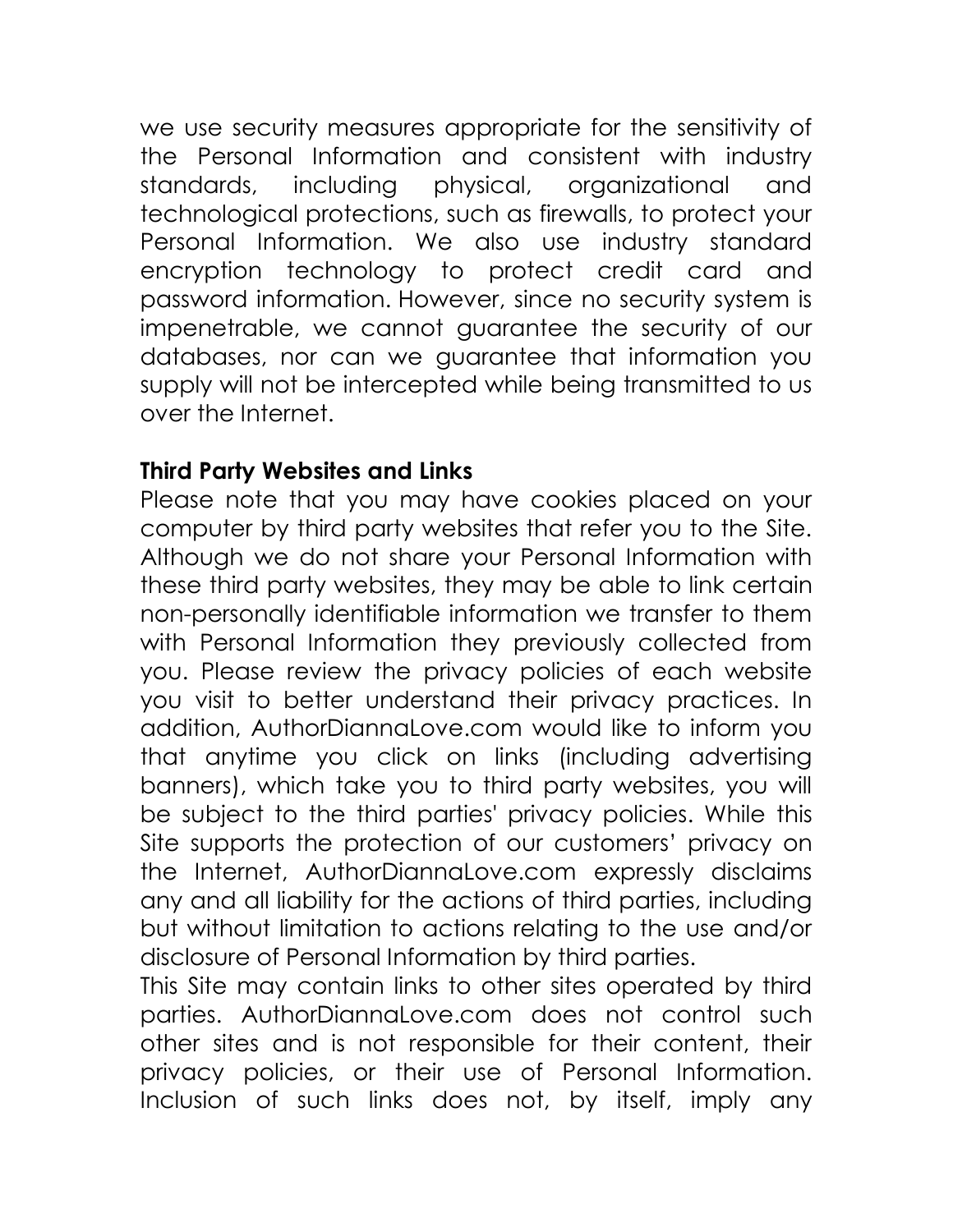we use security measures appropriate for the sensitivity of the Personal Information and consistent with industry standards, including physical, organizational and technological protections, such as firewalls, to protect your Personal Information. We also use industry standard encryption technology to protect credit card and password information. However, since no security system is impenetrable, we cannot guarantee the security of our databases, nor can we guarantee that information you supply will not be intercepted while being transmitted to us over the Internet.

**Third Party Websites and Links**

Please note that you may have cookies placed on your computer by third party websites that refer you to the Site. Although we do not share your Personal Information with these third party websites, they may be able to link certain non-personally identifiable information we transfer to them with Personal Information they previously collected from you. Please review the privacy policies of each website you visit to better understand their privacy practices. In addition, AuthorDiannaLove.com would like to inform you that anytime you click on links (including advertising banners), which take you to third party websites, you will be subject to the third parties' privacy policies. While this Site supports the protection of our customers' privacy on the Internet, AuthorDiannaLove.com expressly disclaims any and all liability for the actions of third parties, including but without limitation to actions relating to the use and/or disclosure of Personal Information by third parties.

This Site may contain links to other sites operated by third parties. AuthorDiannaLove.com does not control such other sites and is not responsible for their content, their privacy policies, or their use of Personal Information. Inclusion of such links does not, by itself, imply any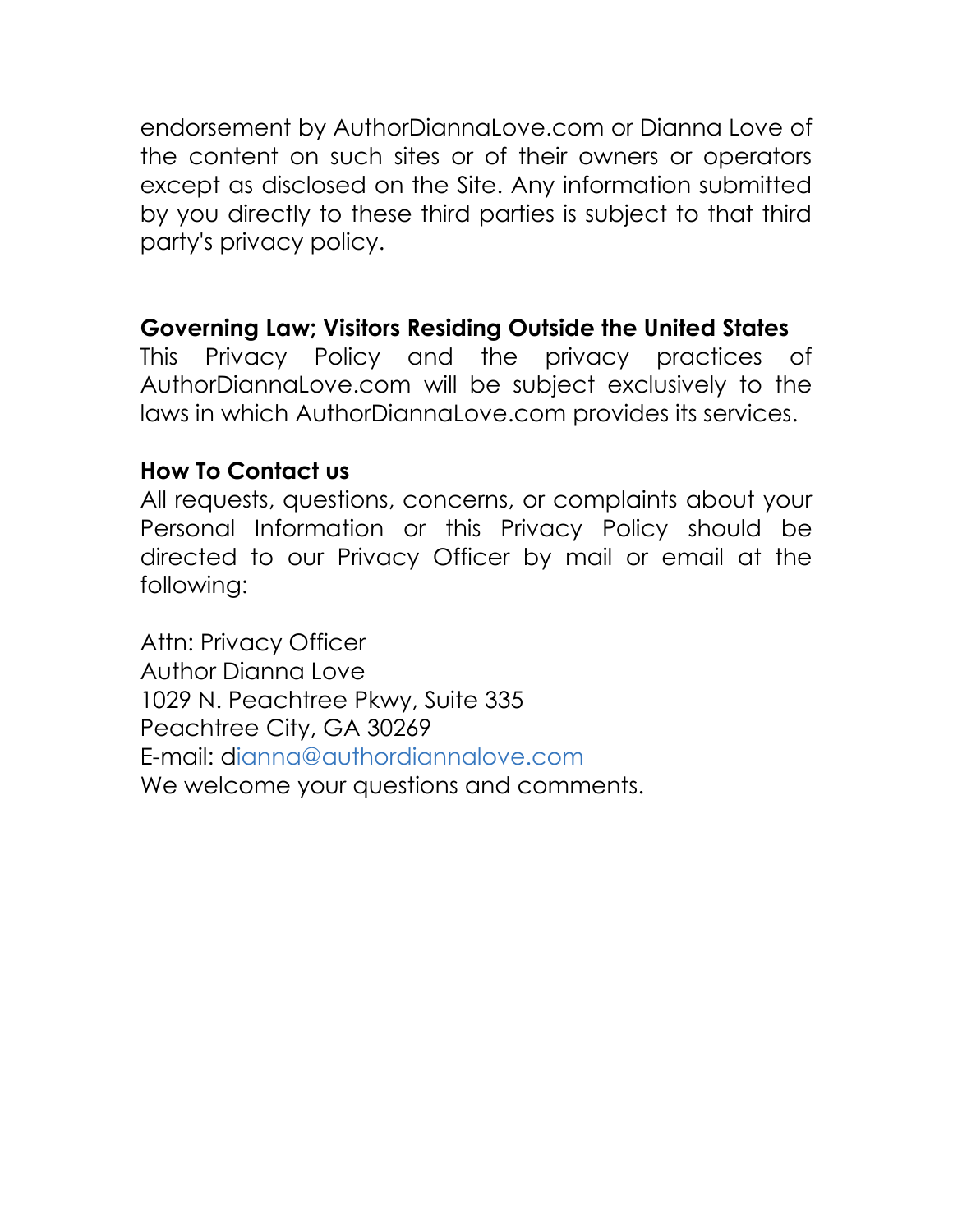endorsement by AuthorDiannaLove.com or Dianna Love of the content on such sites or of their owners or operators except as disclosed on the Site. Any information submitted by you directly to these third parties is subject to that third party's privacy policy.

**Governing Law; Visitors Residing Outside the United States**

This Privacy Policy and the privacy practices of AuthorDiannaLove.com will be subject exclusively to the laws in which AuthorDiannaLove.com provides its services.

**How To Contact us**

All requests, questions, concerns, or complaints about your Personal Information or this Privacy Policy should be directed to our Privacy Officer by mail or email at the following:

Attn: Privacy Officer
Author Dianna Love
1029 N. Peachtree Pkwy, Suite 335
Peachtree City, GA 30269
E-mail: dianna@authordiannalove.com
We welcome your questions and comments.